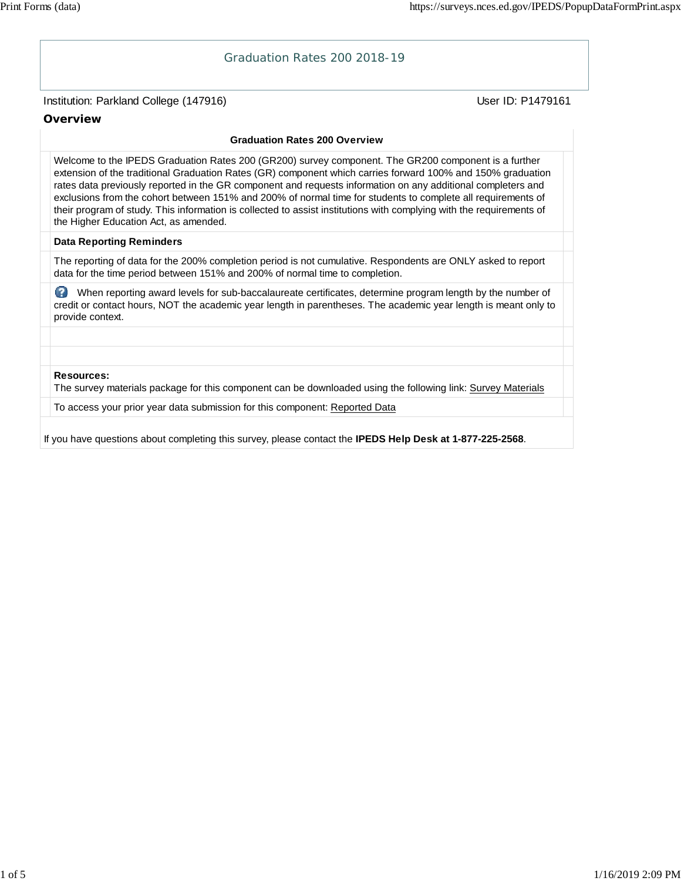# Graduation Rates 200 2018-19

Institution: Parkland College (147916)

User ID: P1479161

## Overview

### Graduation Rates 200 Overview

Welcome to the IPEDS Graduation Rates 200 (GR200) survey component. The GR200 component is a further extension of the traditional Graduation Rates (GR) component which carries forward 100% and 150% graduation rates data previously reported in the GR component and requests information on any additional completers and exclusions from the cohort between 151% and 200% of normal time for students to complete all requirements of their program of study. This information is collected to assist institutions with complying with the requirements of the Higher Education Act, as amended.

**Data Reporting Reminders**

The reporting of data for the 200% completion period is not cumulative. Respondents are ONLY asked to report data for the time period between 151% and 200% of normal time to completion.

When reporting award levels for sub-baccalaureate certificates, determine program length by the number of credit or contact hours, NOT the academic year length in parentheses. The academic year length is meant only to provide context.

**Resources:**
The survey materials package for this component can be downloaded using the following link: Survey Materials

To access your prior year data submission for this component: Reported Data

If you have questions about completing this survey, please contact the **IPEDS Help Desk at 1-877-225-2568**.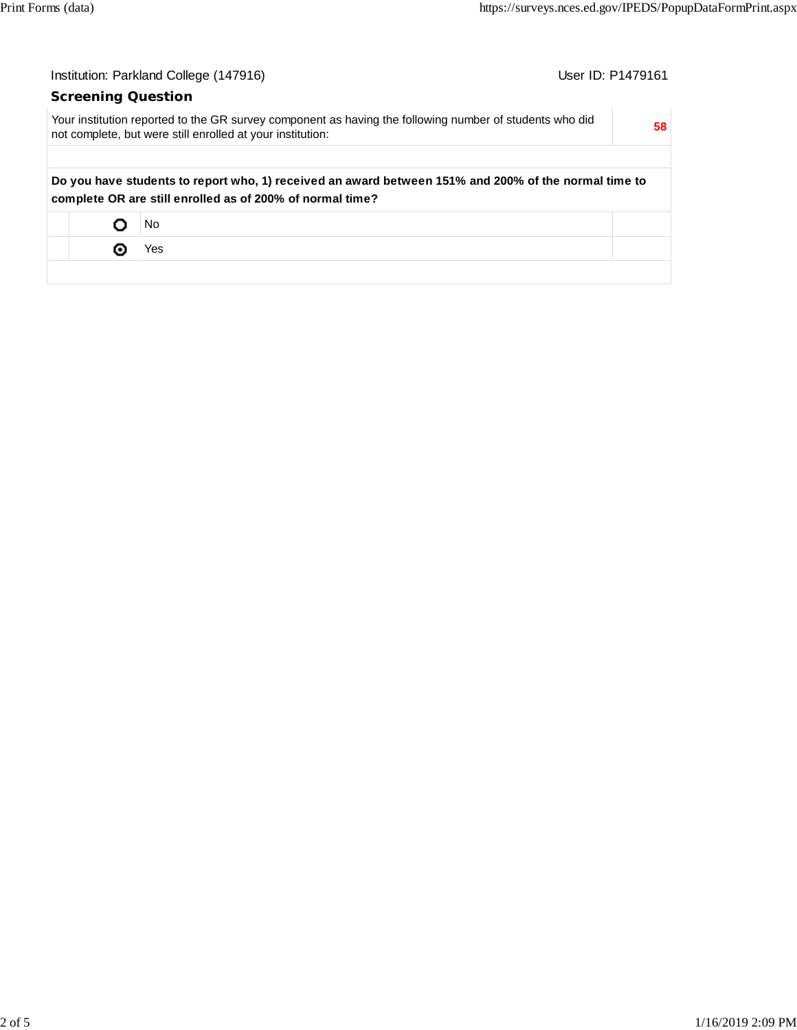Institution: Parkland College (147916)

User ID: P1479161

### Screening Question

| Your institution reported to the GR survey component as having the following number of students who did not complete, but were still enrolled at your institution: | 58 |
| --- | --- |

**Do you have students to report who, 1) received an award between 151% and 200% of the normal time to complete OR are still enrolled as of 200% of normal time?**

| | Response |
| --- | --- |
| ○ | No |
| ◉ | Yes |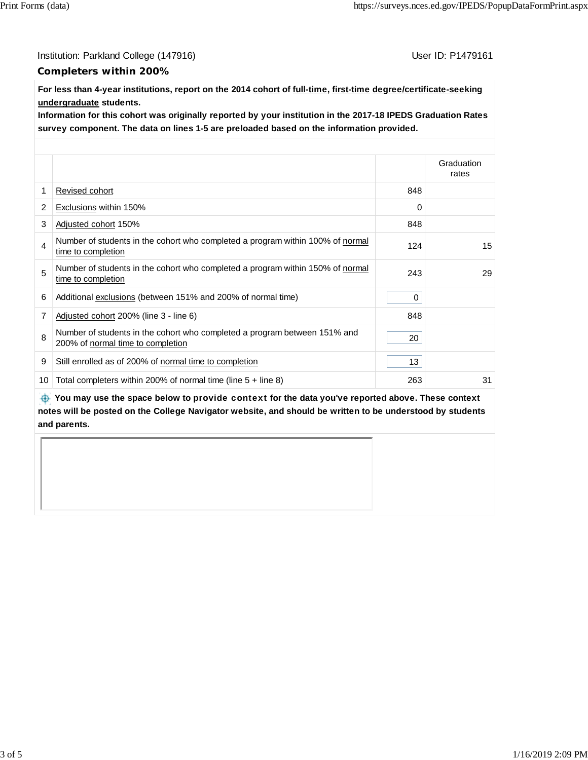Institution: Parkland College (147916)

User ID: P1479161

## Completers within 200%

**For less than 4-year institutions, report on the 2014 cohort of full-time, first-time degree/certificate-seeking undergraduate students.**

**Information for this cohort was originally reported by your institution in the 2017-18 IPEDS Graduation Rates survey component. The data on lines 1-5 are preloaded based on the information provided.**

| | | | Graduation rates |
|---|---|---|---|
| 1 | Revised cohort | 848 | |
| 2 | Exclusions within 150% | 0 | |
| 3 | Adjusted cohort 150% | 848 | |
| 4 | Number of students in the cohort who completed a program within 100% of normal time to completion | 124 | 15 |
| 5 | Number of students in the cohort who completed a program within 150% of normal time to completion | 243 | 29 |
| 6 | Additional exclusions (between 151% and 200% of normal time) | 0 | |
| 7 | Adjusted cohort 200% (line 3 - line 6) | 848 | |
| 8 | Number of students in the cohort who completed a program between 151% and 200% of normal time to completion | 20 | |
| 9 | Still enrolled as of 200% of normal time to completion | 13 | |
| 10 | Total completers within 200% of normal time (line 5 + line 8) | 263 | 31 |

**You may use the space below to provide context for the data you've reported above. These context notes will be posted on the College Navigator website, and should be written to be understood by students and parents.**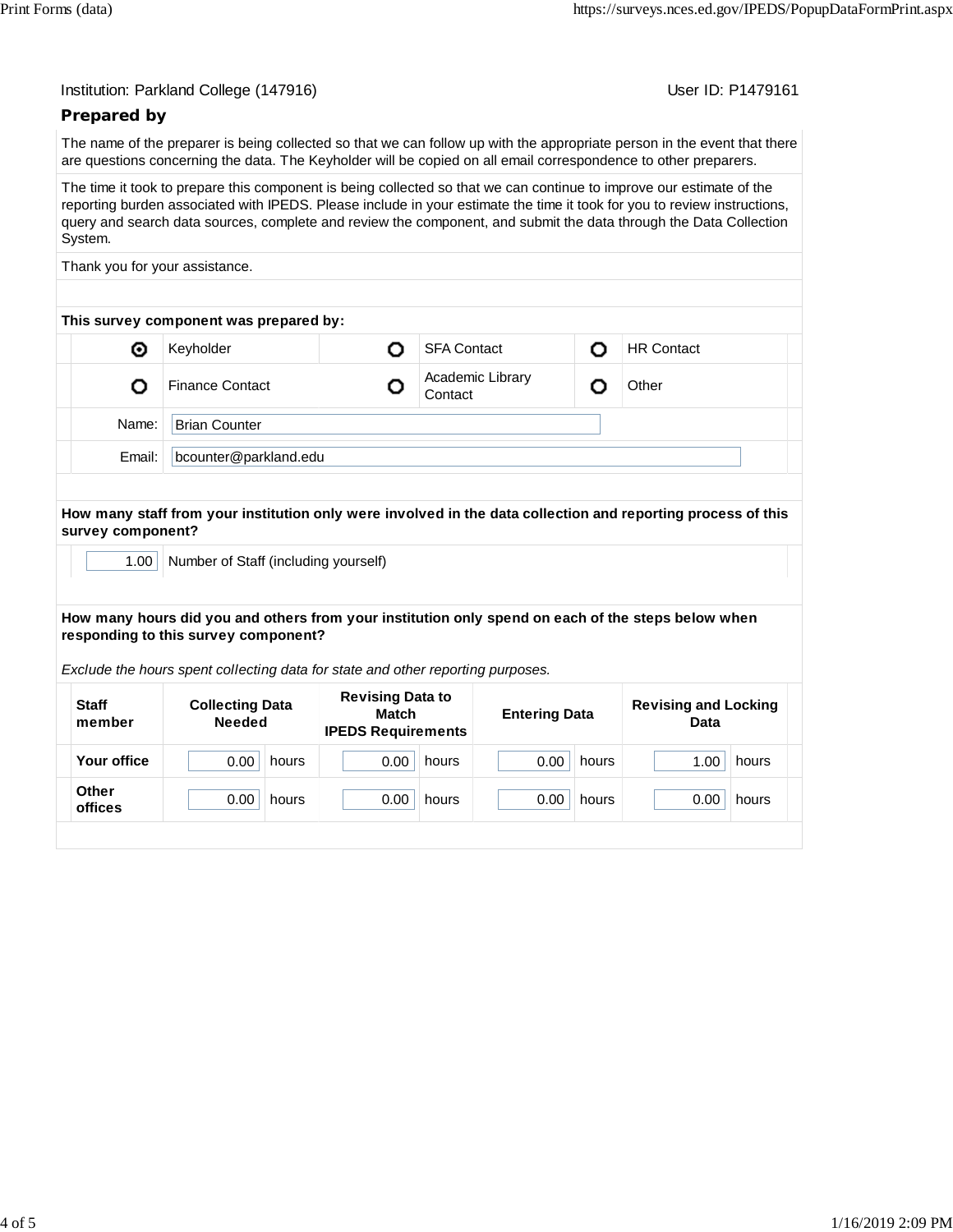Institution: Parkland College (147916) User ID: P1479161

## Prepared by

The name of the preparer is being collected so that we can follow up with the appropriate person in the event that there are questions concerning the data. The Keyholder will be copied on all email correspondence to other preparers.

The time it took to prepare this component is being collected so that we can continue to improve our estimate of the reporting burden associated with IPEDS. Please include in your estimate the time it took for you to review instructions, query and search data sources, complete and review the component, and submit the data through the Data Collection System.

Thank you for your assistance.

**This survey component was prepared by:**

| | | | | | |
|---|---|---|---|---|---|
| ◉ | Keyholder | ○ | SFA Contact | ○ | HR Contact |
| ○ | Finance Contact | ○ | Academic Library Contact | ○ | Other |

Name: Brian Counter

Email: bcounter@parkland.edu

**How many staff from your institution only were involved in the data collection and reporting process of this survey component?**

1.00 Number of Staff (including yourself)

**How many hours did you and others from your institution only spend on each of the steps below when responding to this survey component?**

*Exclude the hours spent collecting data for state and other reporting purposes.*

| Staff member | Collecting Data Needed | Revising Data to Match IPEDS Requirements | Entering Data | Revising and Locking Data |
|---|---|---|---|---|
| **Your office** | 0.00 hours | 0.00 hours | 0.00 hours | 1.00 hours |
| **Other offices** | 0.00 hours | 0.00 hours | 0.00 hours | 0.00 hours |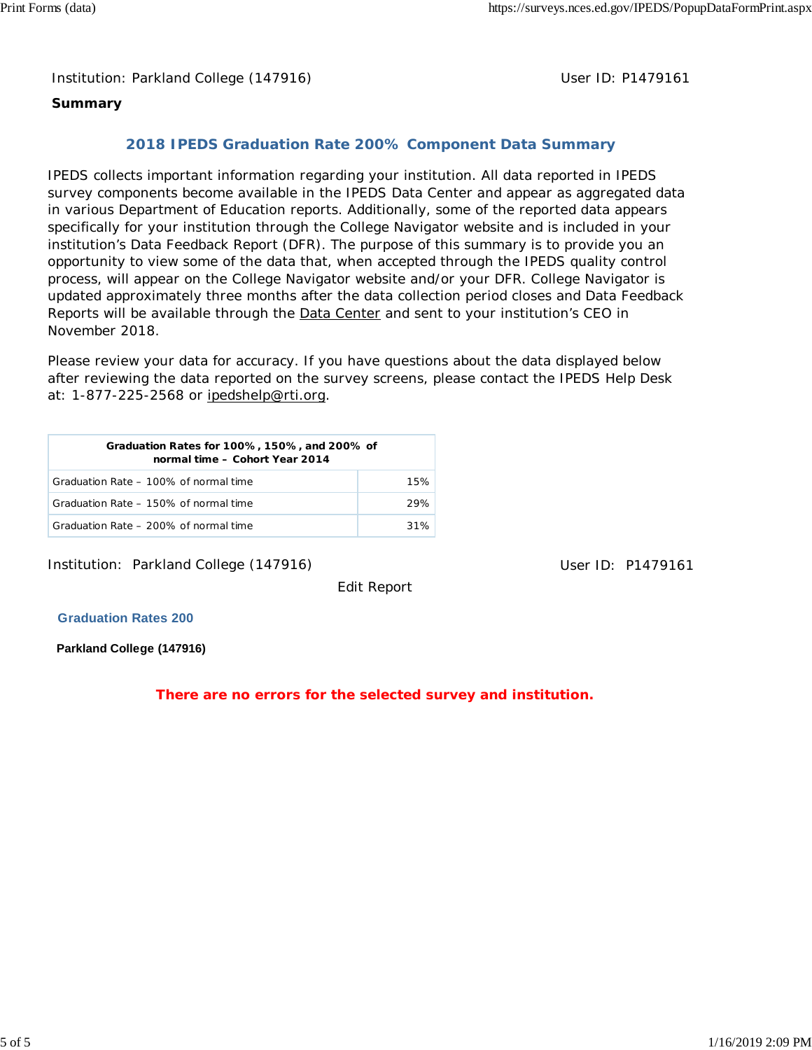Institution: Parkland College (147916) User ID: P1479161

**Summary**

## 2018 IPEDS Graduation Rate 200% Component Data Summary

IPEDS collects important information regarding your institution. All data reported in IPEDS survey components become available in the IPEDS Data Center and appear as aggregated data in various Department of Education reports. Additionally, some of the reported data appears specifically for your institution through the College Navigator website and is included in your institution's Data Feedback Report (DFR). The purpose of this summary is to provide you an opportunity to view some of the data that, when accepted through the IPEDS quality control process, will appear on the College Navigator website and/or your DFR. College Navigator is updated approximately three months after the data collection period closes and Data Feedback Reports will be available through the Data Center and sent to your institution's CEO in November 2018.

Please review your data for accuracy. If you have questions about the data displayed below after reviewing the data reported on the survey screens, please contact the IPEDS Help Desk at: 1-877-225-2568 or ipedshelp@rti.org.

| Graduation Rates for 100%, 150%, and 200% of normal time – Cohort Year 2014 | |
|---|---|
| Graduation Rate – 100% of normal time | 15% |
| Graduation Rate – 150% of normal time | 29% |
| Graduation Rate – 200% of normal time | 31% |

Institution: Parkland College (147916) User ID: P1479161

Edit Report

### Graduation Rates 200

**Parkland College (147916)**

**There are no errors for the selected survey and institution.**